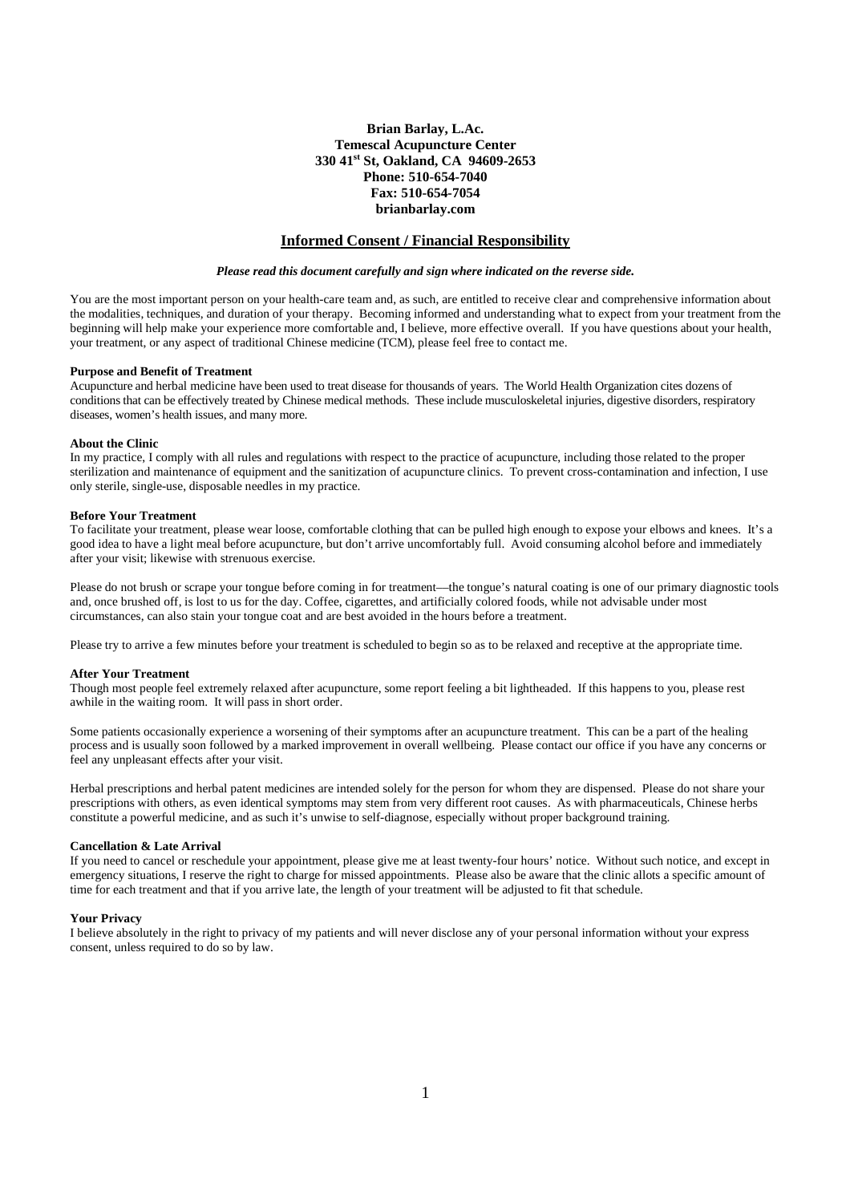**Brian Barlay, L.Ac.**
**Temescal Acupuncture Center**
**330 41st St, Oakland, CA 94609-2653**
**Phone: 510-654-7040**
**Fax: 510-654-7054**
**brianbarlay.com**

## Informed Consent / Financial Responsibility

***Please read this document carefully and sign where indicated on the reverse side.***

You are the most important person on your health-care team and, as such, are entitled to receive clear and comprehensive information about the modalities, techniques, and duration of your therapy. Becoming informed and understanding what to expect from your treatment from the beginning will help make your experience more comfortable and, I believe, more effective overall. If you have questions about your health, your treatment, or any aspect of traditional Chinese medicine (TCM), please feel free to contact me.

### Purpose and Benefit of Treatment

Acupuncture and herbal medicine have been used to treat disease for thousands of years. The World Health Organization cites dozens of conditions that can be effectively treated by Chinese medical methods. These include musculoskeletal injuries, digestive disorders, respiratory diseases, women's health issues, and many more.

### About the Clinic

In my practice, I comply with all rules and regulations with respect to the practice of acupuncture, including those related to the proper sterilization and maintenance of equipment and the sanitization of acupuncture clinics. To prevent cross-contamination and infection, I use only sterile, single-use, disposable needles in my practice.

### Before Your Treatment

To facilitate your treatment, please wear loose, comfortable clothing that can be pulled high enough to expose your elbows and knees. It's a good idea to have a light meal before acupuncture, but don't arrive uncomfortably full. Avoid consuming alcohol before and immediately after your visit; likewise with strenuous exercise.

Please do not brush or scrape your tongue before coming in for treatment—the tongue's natural coating is one of our primary diagnostic tools and, once brushed off, is lost to us for the day. Coffee, cigarettes, and artificially colored foods, while not advisable under most circumstances, can also stain your tongue coat and are best avoided in the hours before a treatment.

Please try to arrive a few minutes before your treatment is scheduled to begin so as to be relaxed and receptive at the appropriate time.

### After Your Treatment

Though most people feel extremely relaxed after acupuncture, some report feeling a bit lightheaded. If this happens to you, please rest awhile in the waiting room. It will pass in short order.

Some patients occasionally experience a worsening of their symptoms after an acupuncture treatment. This can be a part of the healing process and is usually soon followed by a marked improvement in overall wellbeing. Please contact our office if you have any concerns or feel any unpleasant effects after your visit.

Herbal prescriptions and herbal patent medicines are intended solely for the person for whom they are dispensed. Please do not share your prescriptions with others, as even identical symptoms may stem from very different root causes. As with pharmaceuticals, Chinese herbs constitute a powerful medicine, and as such it's unwise to self-diagnose, especially without proper background training.

### Cancellation & Late Arrival

If you need to cancel or reschedule your appointment, please give me at least twenty-four hours' notice. Without such notice, and except in emergency situations, I reserve the right to charge for missed appointments. Please also be aware that the clinic allots a specific amount of time for each treatment and that if you arrive late, the length of your treatment will be adjusted to fit that schedule.

### Your Privacy

I believe absolutely in the right to privacy of my patients and will never disclose any of your personal information without your express consent, unless required to do so by law.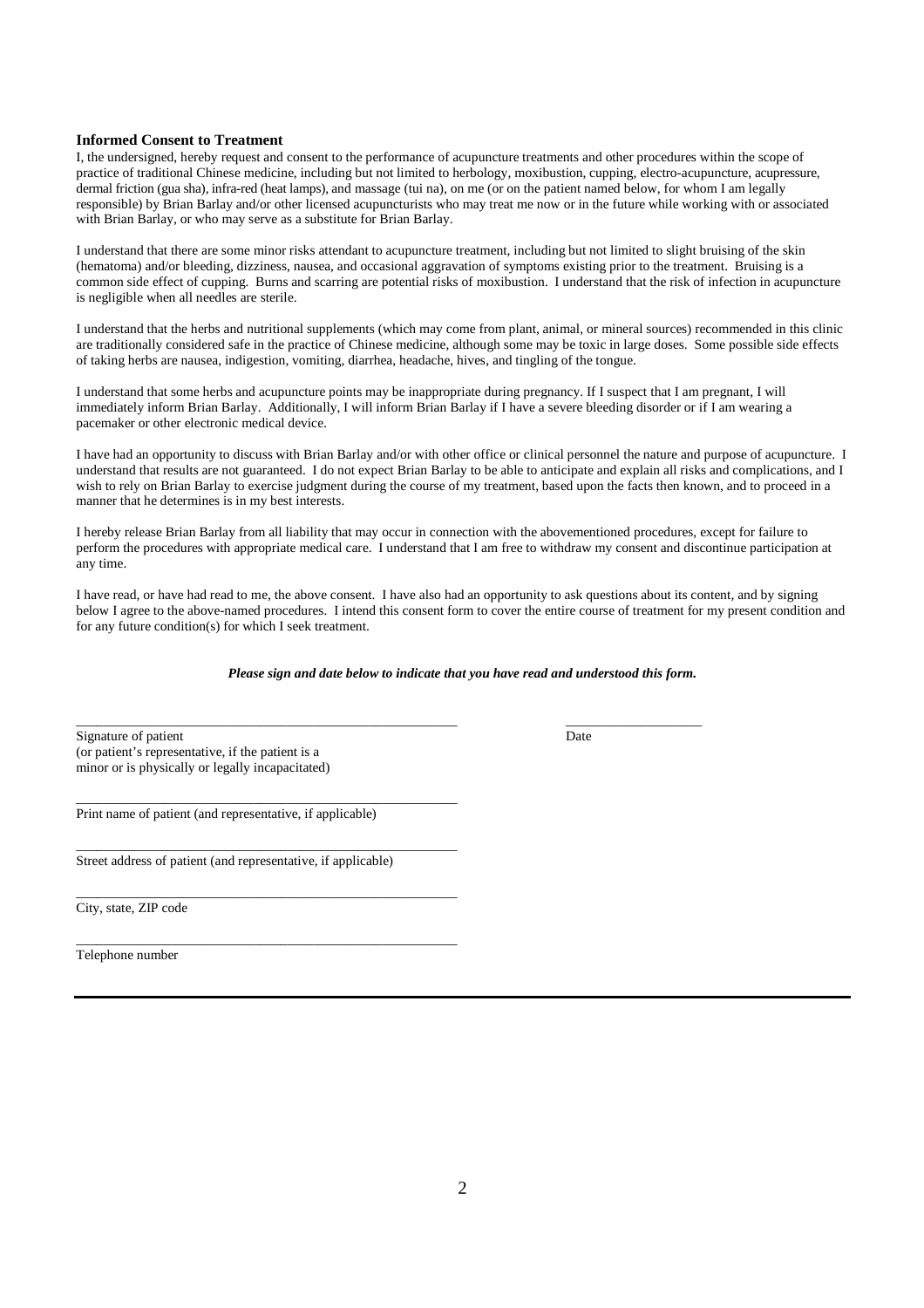**Informed Consent to Treatment**

I, the undersigned, hereby request and consent to the performance of acupuncture treatments and other procedures within the scope of practice of traditional Chinese medicine, including but not limited to herbology, moxibustion, cupping, electro-acupuncture, acupressure, dermal friction (gua sha), infra-red (heat lamps), and massage (tui na), on me (or on the patient named below, for whom I am legally responsible) by Brian Barlay and/or other licensed acupuncturists who may treat me now or in the future while working with or associated with Brian Barlay, or who may serve as a substitute for Brian Barlay.

I understand that there are some minor risks attendant to acupuncture treatment, including but not limited to slight bruising of the skin (hematoma) and/or bleeding, dizziness, nausea, and occasional aggravation of symptoms existing prior to the treatment. Bruising is a common side effect of cupping. Burns and scarring are potential risks of moxibustion. I understand that the risk of infection in acupuncture is negligible when all needles are sterile.

I understand that the herbs and nutritional supplements (which may come from plant, animal, or mineral sources) recommended in this clinic are traditionally considered safe in the practice of Chinese medicine, although some may be toxic in large doses. Some possible side effects of taking herbs are nausea, indigestion, vomiting, diarrhea, headache, hives, and tingling of the tongue.

I understand that some herbs and acupuncture points may be inappropriate during pregnancy. If I suspect that I am pregnant, I will immediately inform Brian Barlay. Additionally, I will inform Brian Barlay if I have a severe bleeding disorder or if I am wearing a pacemaker or other electronic medical device.

I have had an opportunity to discuss with Brian Barlay and/or with other office or clinical personnel the nature and purpose of acupuncture. I understand that results are not guaranteed. I do not expect Brian Barlay to be able to anticipate and explain all risks and complications, and I wish to rely on Brian Barlay to exercise judgment during the course of my treatment, based upon the facts then known, and to proceed in a manner that he determines is in my best interests.

I hereby release Brian Barlay from all liability that may occur in connection with the abovementioned procedures, except for failure to perform the procedures with appropriate medical care. I understand that I am free to withdraw my consent and discontinue participation at any time.

I have read, or have had read to me, the above consent. I have also had an opportunity to ask questions about its content, and by signing below I agree to the above-named procedures. I intend this consent form to cover the entire course of treatment for my present condition and for any future condition(s) for which I seek treatment.

***Please sign and date below to indicate that you have read and understood this form.***

\_\_\_\_\_\_\_\_\_\_\_\_\_\_\_\_\_\_\_\_\_\_\_\_\_\_\_\_\_\_\_\_\_\_\_\_\_\_\_\_\_\_\_\_\_\_\_\_\_\_\_\_\_\_\_\_ \_\_\_\_\_\_\_\_\_\_\_\_\_\_\_\_\_\_\_\_

Signature of patient Date

(or patient's representative, if the patient is a minor or is physically or legally incapacitated)

\_\_\_\_\_\_\_\_\_\_\_\_\_\_\_\_\_\_\_\_\_\_\_\_\_\_\_\_\_\_\_\_\_\_\_\_\_\_\_\_\_\_\_\_\_\_\_\_\_\_\_\_\_\_\_\_

Print name of patient (and representative, if applicable)

\_\_\_\_\_\_\_\_\_\_\_\_\_\_\_\_\_\_\_\_\_\_\_\_\_\_\_\_\_\_\_\_\_\_\_\_\_\_\_\_\_\_\_\_\_\_\_\_\_\_\_\_\_\_\_\_

Street address of patient (and representative, if applicable)

\_\_\_\_\_\_\_\_\_\_\_\_\_\_\_\_\_\_\_\_\_\_\_\_\_\_\_\_\_\_\_\_\_\_\_\_\_\_\_\_\_\_\_\_\_\_\_\_\_\_\_\_\_\_\_\_

City, state, ZIP code

\_\_\_\_\_\_\_\_\_\_\_\_\_\_\_\_\_\_\_\_\_\_\_\_\_\_\_\_\_\_\_\_\_\_\_\_\_\_\_\_\_\_\_\_\_\_\_\_\_\_\_\_\_\_\_\_

Telephone number